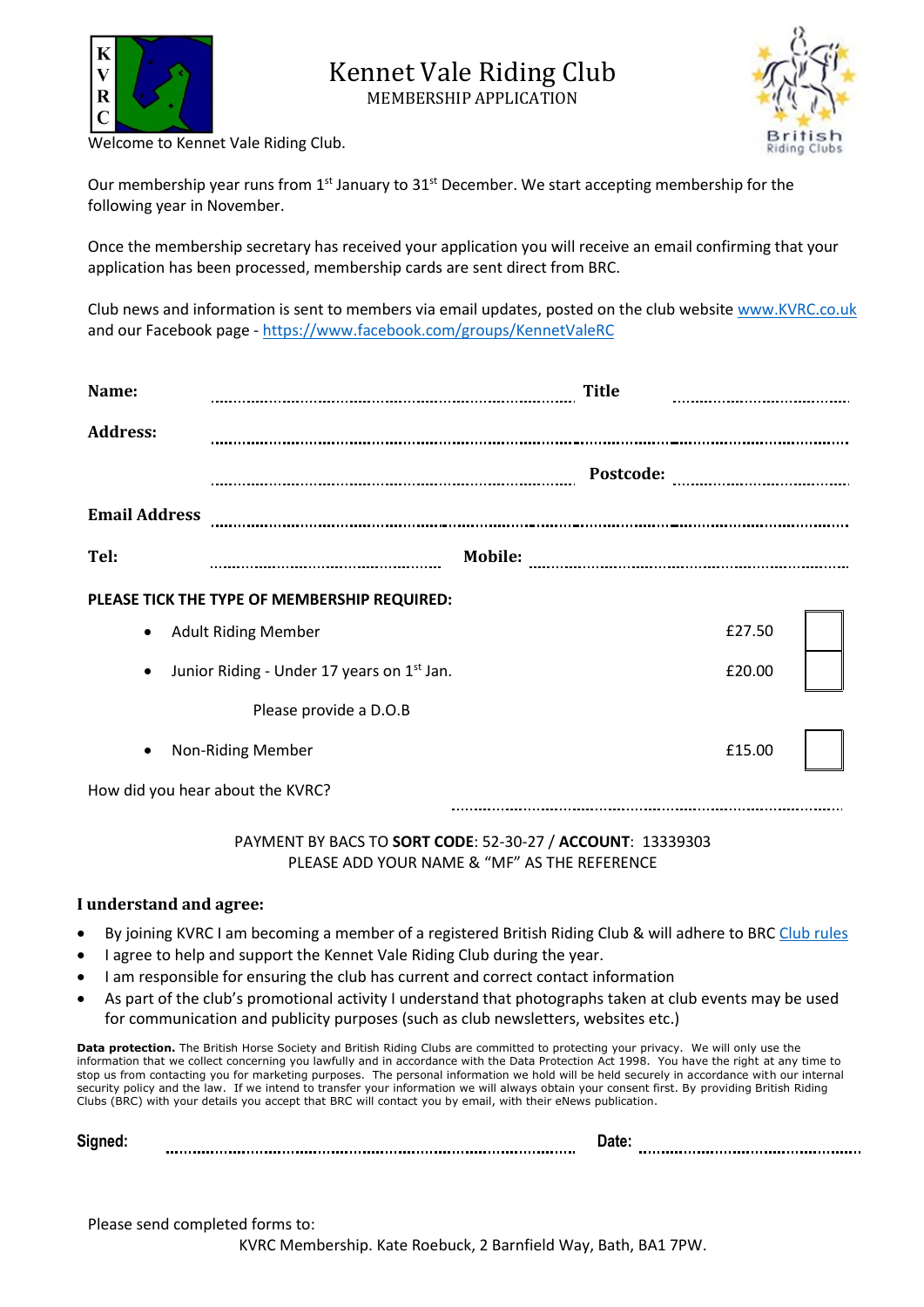# Kennet Vale Riding Club

MEMBERSHIP APPLICATION

Welcome to Kennet Vale Riding Club.

Our membership year runs from 1st January to 31st December. We start accepting membership for the following year in November.

Once the membership secretary has received your application you will receive an email confirming that your application has been processed, membership cards are sent direct from BRC.

Club news and information is sent to members via email updates, posted on the club website www.KVRC.co.uk and our Facebook page - https://www.facebook.com/groups/KennetValeRC

**Name:** .................................................. **Title** ..............................

**Address:** ..................................................................................

.................................................. **Postcode:** ..............................

**Email Address** ..................................................................................

**Tel:** .............................. **Mobile:** ..................................................

**PLEASE TICK THE TYPE OF MEMBERSHIP REQUIRED:**

| Membership | Fee | Tick |
|---|---|---|
| • Adult Riding Member | £27.50 | ☐ |
| • Junior Riding - Under 17 years on 1st Jan. Please provide a D.O.B | £20.00 | ☐ |
| • Non-Riding Member | £15.00 | ☐ |

How did you hear about the KVRC? ..................................................

PAYMENT BY BACS TO **SORT CODE**: 52-30-27 / **ACCOUNT**: 13339303
PLEASE ADD YOUR NAME & "MF" AS THE REFERENCE

**I understand and agree:**

- By joining KVRC I am becoming a member of a registered British Riding Club & will adhere to BRC Club rules
- I agree to help and support the Kennet Vale Riding Club during the year.
- I am responsible for ensuring the club has current and correct contact information
- As part of the club's promotional activity I understand that photographs taken at club events may be used for communication and publicity purposes (such as club newsletters, websites etc.)

**Data protection.** The British Horse Society and British Riding Clubs are committed to protecting your privacy. We will only use the information that we collect concerning you lawfully and in accordance with the Data Protection Act 1998. You have the right at any time to stop us from contacting you for marketing purposes. The personal information we hold will be held securely in accordance with our internal security policy and the law. If we intend to transfer your information we will always obtain your consent first. By providing British Riding Clubs (BRC) with your details you accept that BRC will contact you by email, with their eNews publication.

**Signed:** .................................................. **Date:** ..............................

Please send completed forms to:

KVRC Membership. Kate Roebuck, 2 Barnfield Way, Bath, BA1 7PW.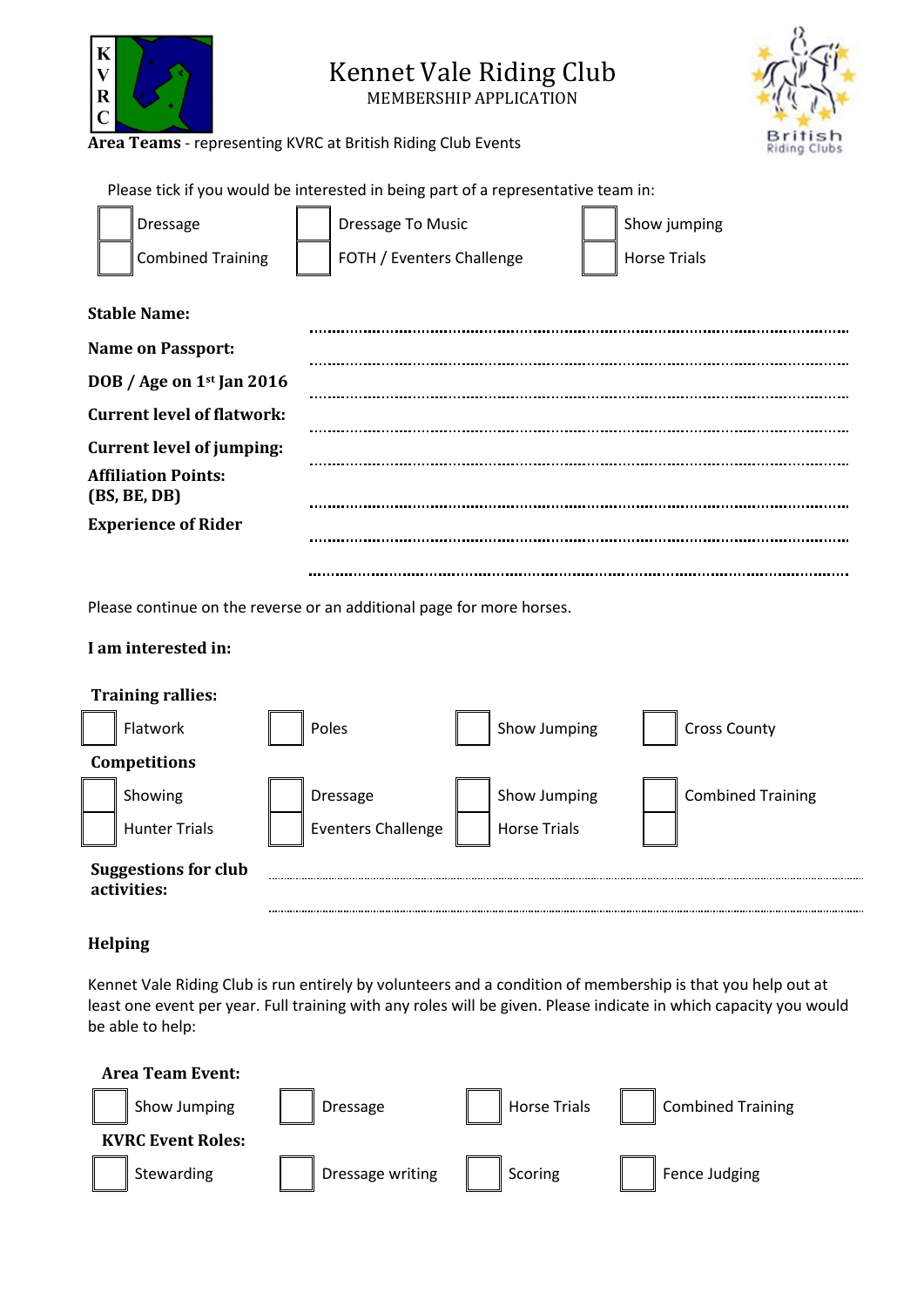# Kennet Vale Riding Club

MEMBERSHIP APPLICATION

**Area Teams** - representing KVRC at British Riding Club Events

Please tick if you would be interested in being part of a representative team in:

- ☐ Dressage
- ☐ Dressage To Music
- ☐ Show jumping
- ☐ Combined Training
- ☐ FOTH / Eventers Challenge
- ☐ Horse Trials

**Stable Name:** ..............................................................................................

**Name on Passport:** ..............................................................................................

**DOB / Age on 1st Jan 2016** ..............................................................................................

**Current level of flatwork:** ..............................................................................................

**Current level of jumping:** ..............................................................................................

**Affiliation Points: (BS, BE, DB)** ..............................................................................................

**Experience of Rider** ..............................................................................................

..............................................................................................

Please continue on the reverse or an additional page for more horses.

**I am interested in:**

**Training rallies:**

- ☐ Flatwork
- ☐ Poles
- ☐ Show Jumping
- ☐ Cross County

**Competitions**

- ☐ Showing
- ☐ Dressage
- ☐ Show Jumping
- ☐ Combined Training
- ☐ Hunter Trials
- ☐ Eventers Challenge
- ☐ Horse Trials
- ☐

**Suggestions for club activities:** ..............................................................................................

..............................................................................................

**Helping**

Kennet Vale Riding Club is run entirely by volunteers and a condition of membership is that you help out at least one event per year. Full training with any roles will be given. Please indicate in which capacity you would be able to help:

**Area Team Event:**

- ☐ Show Jumping
- ☐ Dressage
- ☐ Horse Trials
- ☐ Combined Training

**KVRC Event Roles:**

- ☐ Stewarding
- ☐ Dressage writing
- ☐ Scoring
- ☐ Fence Judging